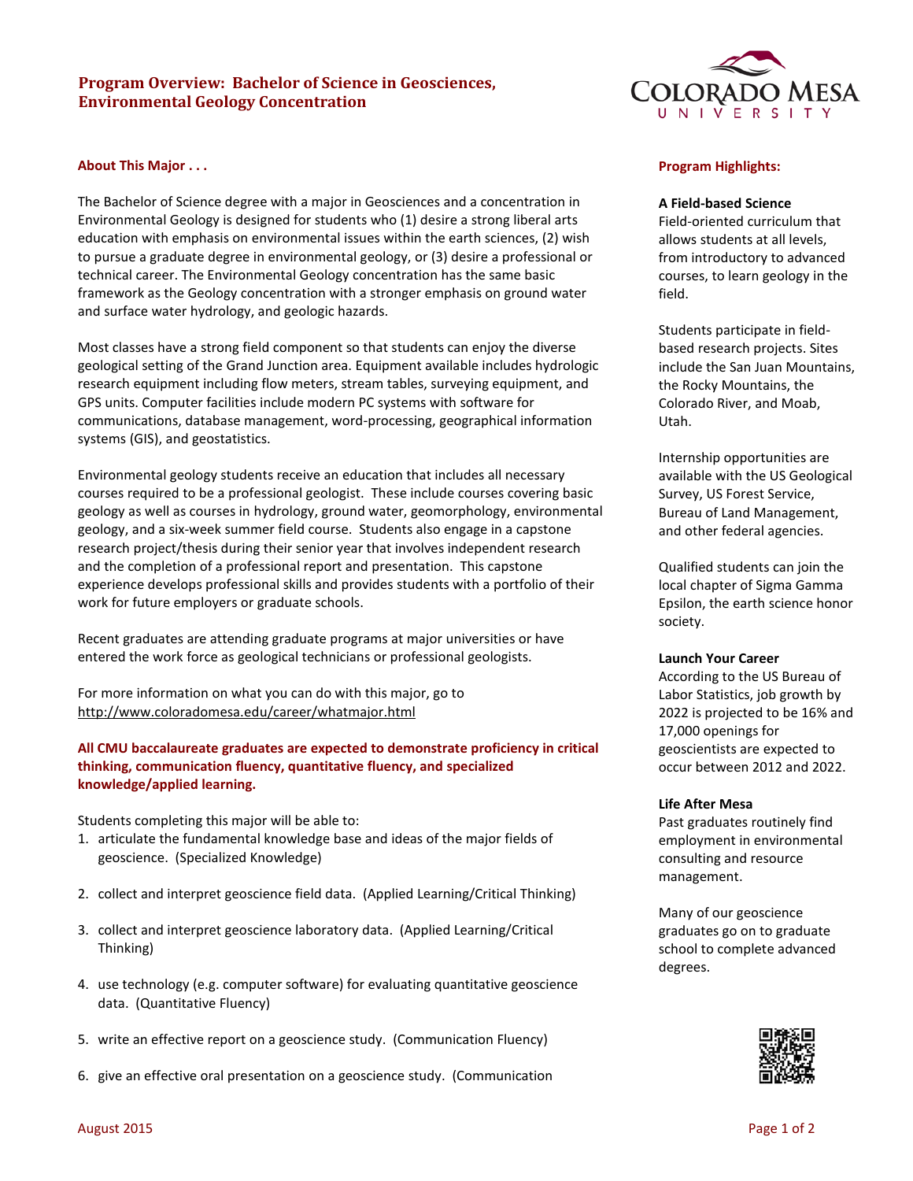# Program Overview: Bachelor of Science in Geosciences, Environmental Geology Concentration

## About This Major . . .

The Bachelor of Science degree with a major in Geosciences and a concentration in Environmental Geology is designed for students who (1) desire a strong liberal arts education with emphasis on environmental issues within the earth sciences, (2) wish to pursue a graduate degree in environmental geology, or (3) desire a professional or technical career. The Environmental Geology concentration has the same basic framework as the Geology concentration with a stronger emphasis on ground water and surface water hydrology, and geologic hazards.

Most classes have a strong field component so that students can enjoy the diverse geological setting of the Grand Junction area. Equipment available includes hydrologic research equipment including flow meters, stream tables, surveying equipment, and GPS units. Computer facilities include modern PC systems with software for communications, database management, word-processing, geographical information systems (GIS), and geostatistics.

Environmental geology students receive an education that includes all necessary courses required to be a professional geologist. These include courses covering basic geology as well as courses in hydrology, ground water, geomorphology, environmental geology, and a six-week summer field course. Students also engage in a capstone research project/thesis during their senior year that involves independent research and the completion of a professional report and presentation. This capstone experience develops professional skills and provides students with a portfolio of their work for future employers or graduate schools.

Recent graduates are attending graduate programs at major universities or have entered the work force as geological technicians or professional geologists.

For more information on what you can do with this major, go to http://www.coloradomesa.edu/career/whatmajor.html

**All CMU baccalaureate graduates are expected to demonstrate proficiency in critical thinking, communication fluency, quantitative fluency, and specialized knowledge/applied learning.**

Students completing this major will be able to:

1. articulate the fundamental knowledge base and ideas of the major fields of geoscience. (Specialized Knowledge)
2. collect and interpret geoscience field data. (Applied Learning/Critical Thinking)
3. collect and interpret geoscience laboratory data. (Applied Learning/Critical Thinking)
4. use technology (e.g. computer software) for evaluating quantitative geoscience data. (Quantitative Fluency)
5. write an effective report on a geoscience study. (Communication Fluency)
6. give an effective oral presentation on a geoscience study. (Communication

## Program Highlights:

**A Field-based Science**

Field-oriented curriculum that allows students at all levels, from introductory to advanced courses, to learn geology in the field.

Students participate in field-based research projects. Sites include the San Juan Mountains, the Rocky Mountains, the Colorado River, and Moab, Utah.

Internship opportunities are available with the US Geological Survey, US Forest Service, Bureau of Land Management, and other federal agencies.

Qualified students can join the local chapter of Sigma Gamma Epsilon, the earth science honor society.

**Launch Your Career**

According to the US Bureau of Labor Statistics, job growth by 2022 is projected to be 16% and 17,000 openings for geoscientists are expected to occur between 2012 and 2022.

**Life After Mesa**

Past graduates routinely find employment in environmental consulting and resource management.

Many of our geoscience graduates go on to graduate school to complete advanced degrees.

August 2015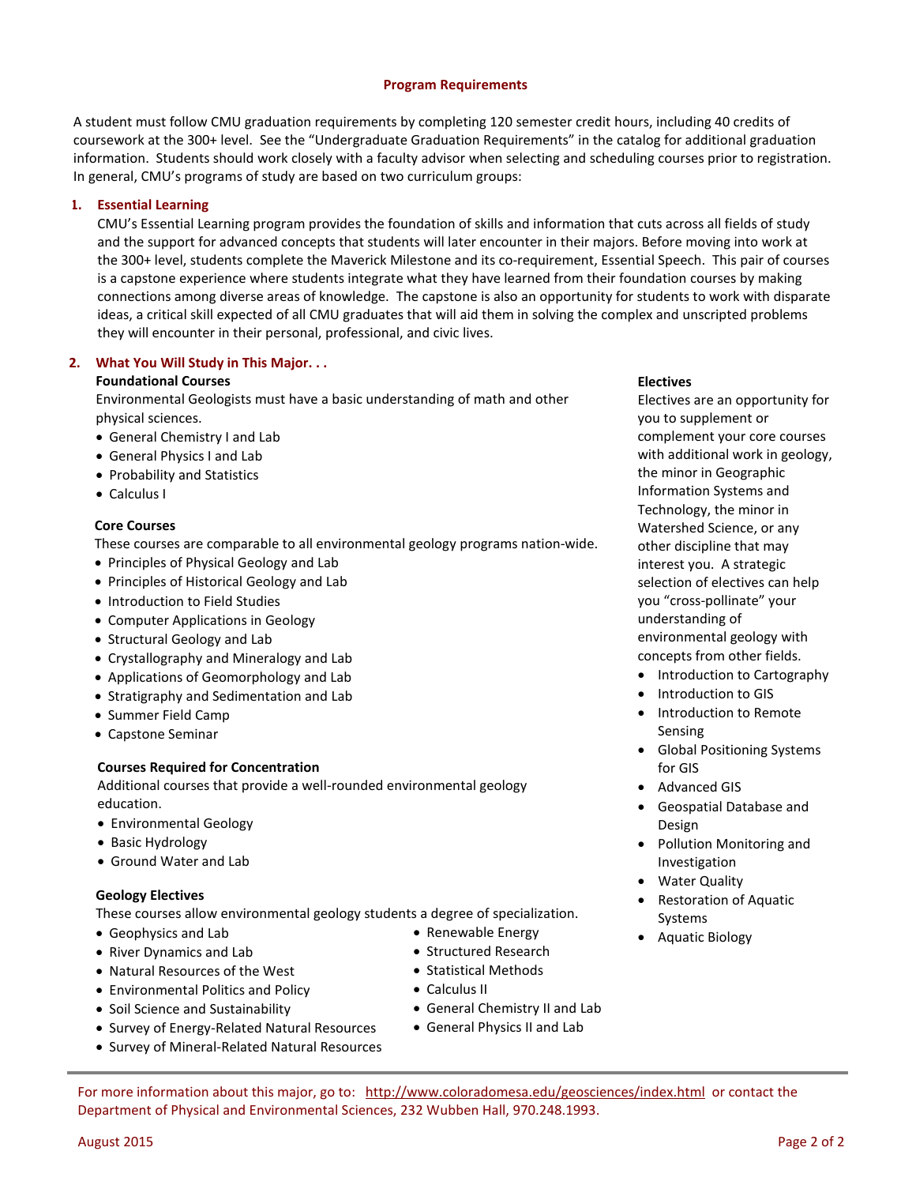## Program Requirements

A student must follow CMU graduation requirements by completing 120 semester credit hours, including 40 credits of coursework at the 300+ level. See the "Undergraduate Graduation Requirements" in the catalog for additional graduation information. Students should work closely with a faculty advisor when selecting and scheduling courses prior to registration. In general, CMU's programs of study are based on two curriculum groups:

### 1. Essential Learning

CMU's Essential Learning program provides the foundation of skills and information that cuts across all fields of study and the support for advanced concepts that students will later encounter in their majors. Before moving into work at the 300+ level, students complete the Maverick Milestone and its co-requirement, Essential Speech. This pair of courses is a capstone experience where students integrate what they have learned from their foundation courses by making connections among diverse areas of knowledge. The capstone is also an opportunity for students to work with disparate ideas, a critical skill expected of all CMU graduates that will aid them in solving the complex and unscripted problems they will encounter in their personal, professional, and civic lives.

### 2. What You Will Study in This Major. . .

**Foundational Courses**

Environmental Geologists must have a basic understanding of math and other physical sciences.

- General Chemistry I and Lab
- General Physics I and Lab
- Probability and Statistics
- Calculus I

**Core Courses**

These courses are comparable to all environmental geology programs nation-wide.

- Principles of Physical Geology and Lab
- Principles of Historical Geology and Lab
- Introduction to Field Studies
- Computer Applications in Geology
- Structural Geology and Lab
- Crystallography and Mineralogy and Lab
- Applications of Geomorphology and Lab
- Stratigraphy and Sedimentation and Lab
- Summer Field Camp
- Capstone Seminar

**Courses Required for Concentration**

Additional courses that provide a well-rounded environmental geology education.

- Environmental Geology
- Basic Hydrology
- Ground Water and Lab

**Geology Electives**

These courses allow environmental geology students a degree of specialization.

- Geophysics and Lab
- River Dynamics and Lab
- Natural Resources of the West
- Environmental Politics and Policy
- Soil Science and Sustainability
- Survey of Energy-Related Natural Resources
- Survey of Mineral-Related Natural Resources
- Renewable Energy
- Structured Research
- Statistical Methods
- Calculus II
- General Chemistry II and Lab
- General Physics II and Lab

**Electives**

Electives are an opportunity for you to supplement or complement your core courses with additional work in geology, the minor in Geographic Information Systems and Technology, the minor in Watershed Science, or any other discipline that may interest you. A strategic selection of electives can help you "cross-pollinate" your understanding of environmental geology with concepts from other fields.

- Introduction to Cartography
- Introduction to GIS
- Introduction to Remote Sensing
- Global Positioning Systems for GIS
- Advanced GIS
- Geospatial Database and Design
- Pollution Monitoring and Investigation
- Water Quality
- Restoration of Aquatic Systems
- Aquatic Biology

For more information about this major, go to: http://www.coloradomesa.edu/geosciences/index.html or contact the Department of Physical and Environmental Sciences, 232 Wubben Hall, 970.248.1993.

August 2015